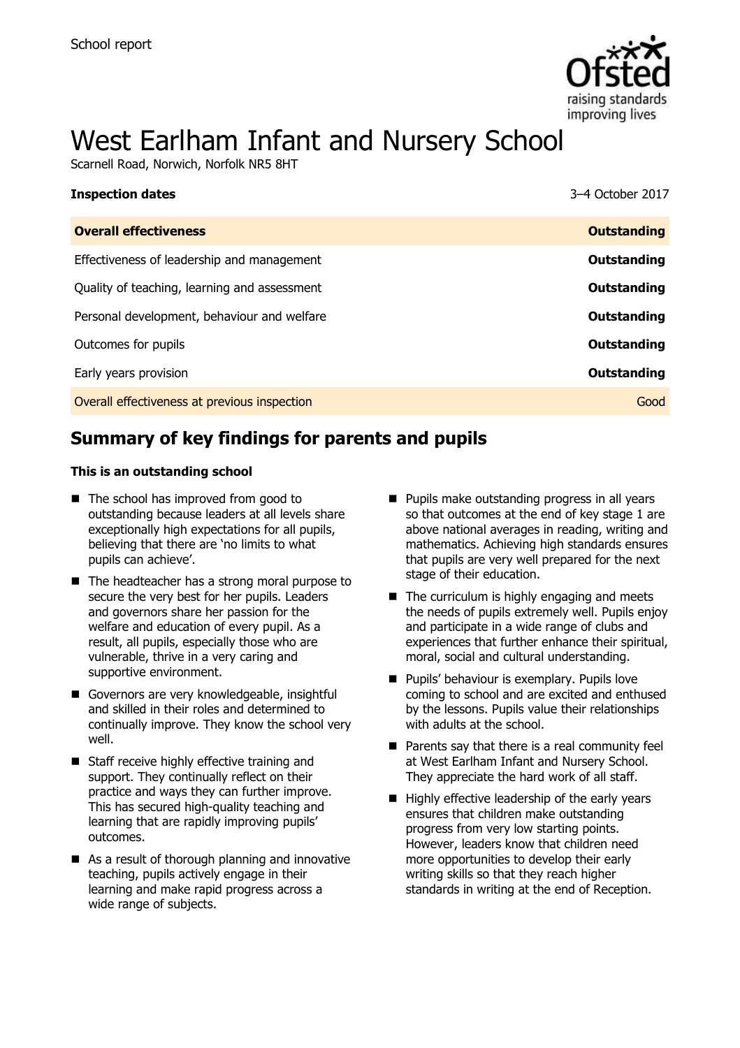School report

# West Earlham Infant and Nursery School

Scarnell Road, Norwich, Norfolk NR5 8HT

| **Inspection dates** | 3–4 October 2017 |
| --- | --- |
| **Overall effectiveness** | **Outstanding** |
| Effectiveness of leadership and management | **Outstanding** |
| Quality of teaching, learning and assessment | **Outstanding** |
| Personal development, behaviour and welfare | **Outstanding** |
| Outcomes for pupils | **Outstanding** |
| Early years provision | **Outstanding** |
| Overall effectiveness at previous inspection | Good |

## Summary of key findings for parents and pupils

**This is an outstanding school**

- The school has improved from good to outstanding because leaders at all levels share exceptionally high expectations for all pupils, believing that there are 'no limits to what pupils can achieve'.
- The headteacher has a strong moral purpose to secure the very best for her pupils. Leaders and governors share her passion for the welfare and education of every pupil. As a result, all pupils, especially those who are vulnerable, thrive in a very caring and supportive environment.
- Governors are very knowledgeable, insightful and skilled in their roles and determined to continually improve. They know the school very well.
- Staff receive highly effective training and support. They continually reflect on their practice and ways they can further improve. This has secured high-quality teaching and learning that are rapidly improving pupils' outcomes.
- As a result of thorough planning and innovative teaching, pupils actively engage in their learning and make rapid progress across a wide range of subjects.
- Pupils make outstanding progress in all years so that outcomes at the end of key stage 1 are above national averages in reading, writing and mathematics. Achieving high standards ensures that pupils are very well prepared for the next stage of their education.
- The curriculum is highly engaging and meets the needs of pupils extremely well. Pupils enjoy and participate in a wide range of clubs and experiences that further enhance their spiritual, moral, social and cultural understanding.
- Pupils' behaviour is exemplary. Pupils love coming to school and are excited and enthused by the lessons. Pupils value their relationships with adults at the school.
- Parents say that there is a real community feel at West Earlham Infant and Nursery School. They appreciate the hard work of all staff.
- Highly effective leadership of the early years ensures that children make outstanding progress from very low starting points. However, leaders know that children need more opportunities to develop their early writing skills so that they reach higher standards in writing at the end of Reception.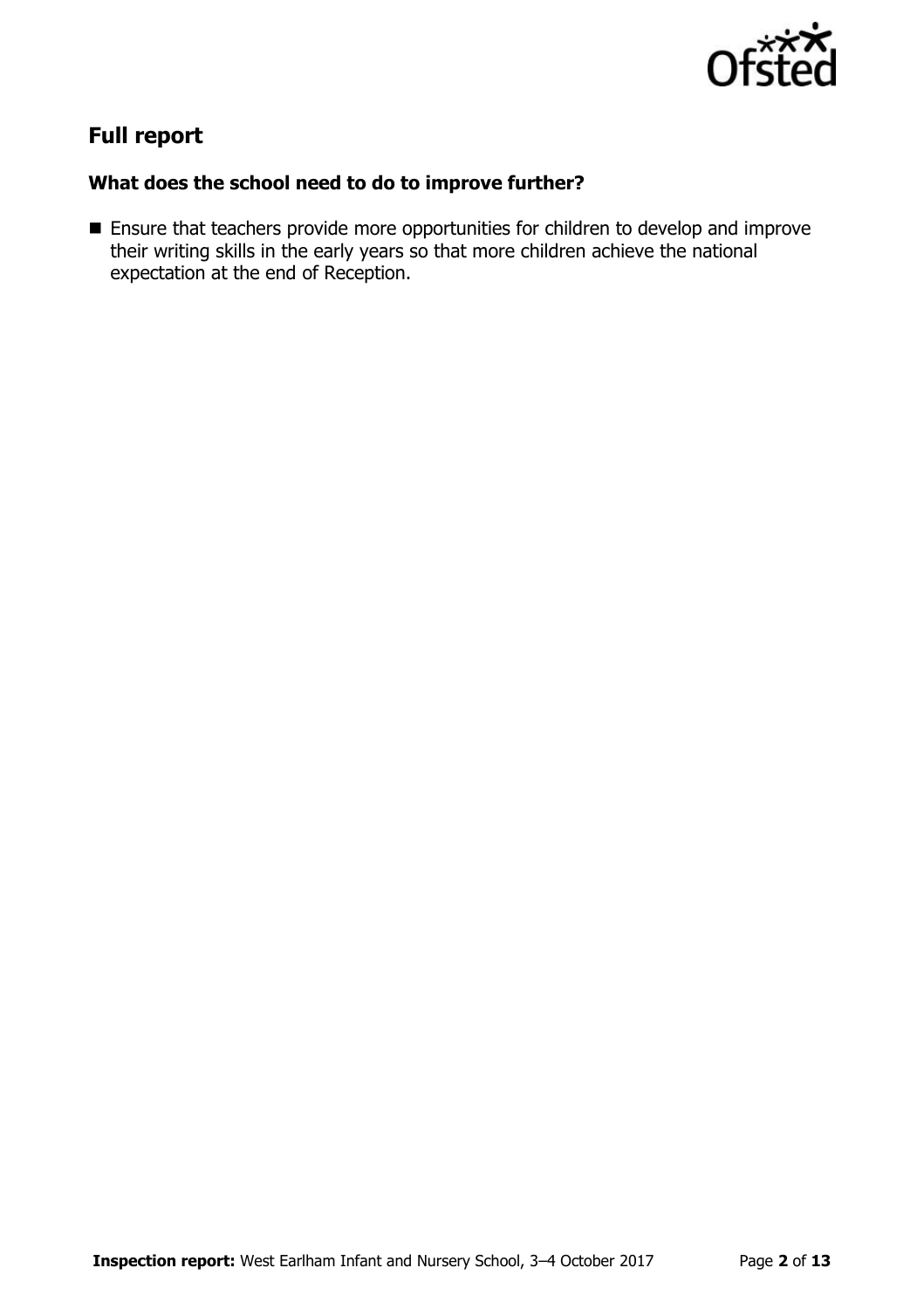## Full report

### What does the school need to do to improve further?

- Ensure that teachers provide more opportunities for children to develop and improve their writing skills in the early years so that more children achieve the national expectation at the end of Reception.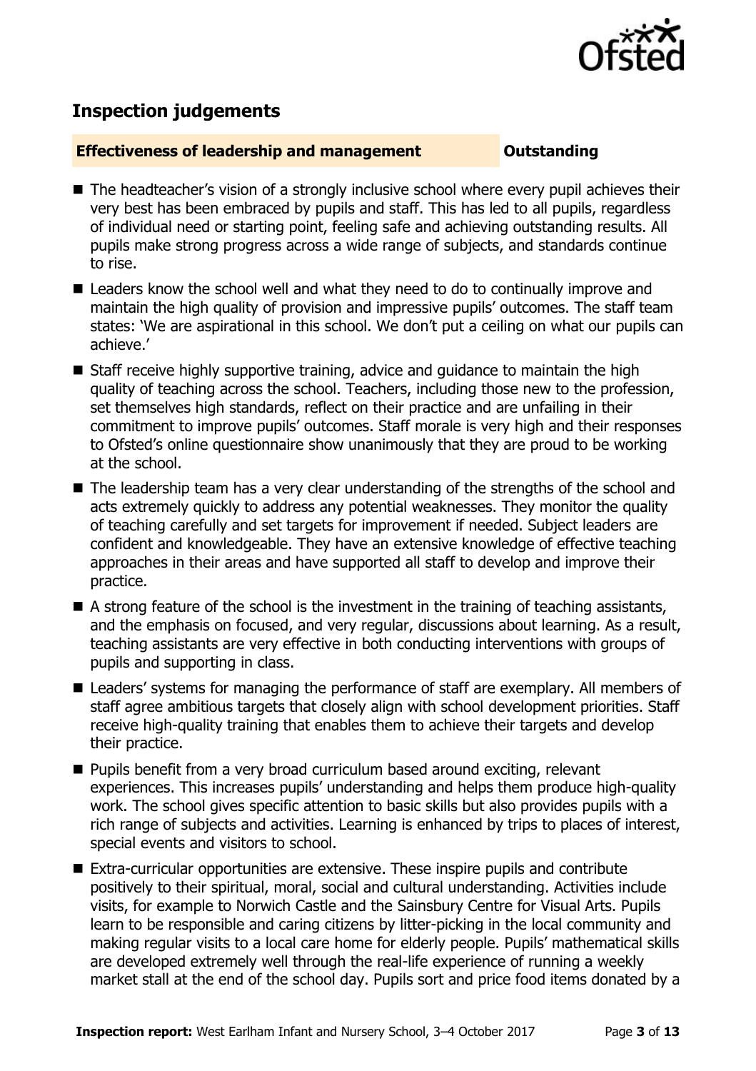## Inspection judgements

**Effectiveness of leadership and management** **Outstanding**

- The headteacher's vision of a strongly inclusive school where every pupil achieves their very best has been embraced by pupils and staff. This has led to all pupils, regardless of individual need or starting point, feeling safe and achieving outstanding results. All pupils make strong progress across a wide range of subjects, and standards continue to rise.
- Leaders know the school well and what they need to do to continually improve and maintain the high quality of provision and impressive pupils' outcomes. The staff team states: 'We are aspirational in this school. We don't put a ceiling on what our pupils can achieve.'
- Staff receive highly supportive training, advice and guidance to maintain the high quality of teaching across the school. Teachers, including those new to the profession, set themselves high standards, reflect on their practice and are unfailing in their commitment to improve pupils' outcomes. Staff morale is very high and their responses to Ofsted's online questionnaire show unanimously that they are proud to be working at the school.
- The leadership team has a very clear understanding of the strengths of the school and acts extremely quickly to address any potential weaknesses. They monitor the quality of teaching carefully and set targets for improvement if needed. Subject leaders are confident and knowledgeable. They have an extensive knowledge of effective teaching approaches in their areas and have supported all staff to develop and improve their practice.
- A strong feature of the school is the investment in the training of teaching assistants, and the emphasis on focused, and very regular, discussions about learning. As a result, teaching assistants are very effective in both conducting interventions with groups of pupils and supporting in class.
- Leaders' systems for managing the performance of staff are exemplary. All members of staff agree ambitious targets that closely align with school development priorities. Staff receive high-quality training that enables them to achieve their targets and develop their practice.
- Pupils benefit from a very broad curriculum based around exciting, relevant experiences. This increases pupils' understanding and helps them produce high-quality work. The school gives specific attention to basic skills but also provides pupils with a rich range of subjects and activities. Learning is enhanced by trips to places of interest, special events and visitors to school.
- Extra-curricular opportunities are extensive. These inspire pupils and contribute positively to their spiritual, moral, social and cultural understanding. Activities include visits, for example to Norwich Castle and the Sainsbury Centre for Visual Arts. Pupils learn to be responsible and caring citizens by litter-picking in the local community and making regular visits to a local care home for elderly people. Pupils' mathematical skills are developed extremely well through the real-life experience of running a weekly market stall at the end of the school day. Pupils sort and price food items donated by a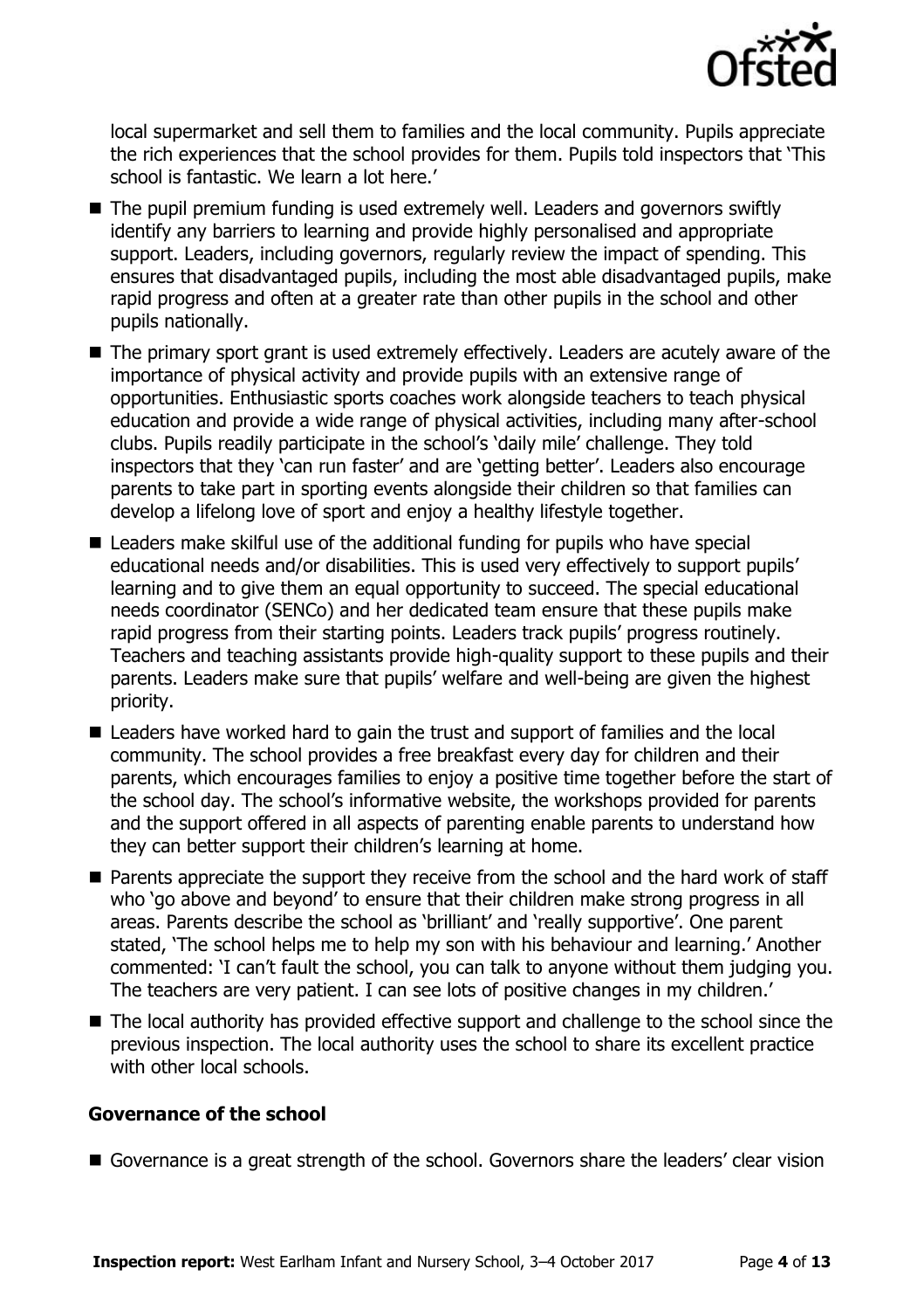local supermarket and sell them to families and the local community. Pupils appreciate the rich experiences that the school provides for them. Pupils told inspectors that 'This school is fantastic. We learn a lot here.'

- The pupil premium funding is used extremely well. Leaders and governors swiftly identify any barriers to learning and provide highly personalised and appropriate support. Leaders, including governors, regularly review the impact of spending. This ensures that disadvantaged pupils, including the most able disadvantaged pupils, make rapid progress and often at a greater rate than other pupils in the school and other pupils nationally.
- The primary sport grant is used extremely effectively. Leaders are acutely aware of the importance of physical activity and provide pupils with an extensive range of opportunities. Enthusiastic sports coaches work alongside teachers to teach physical education and provide a wide range of physical activities, including many after-school clubs. Pupils readily participate in the school's 'daily mile' challenge. They told inspectors that they 'can run faster' and are 'getting better'. Leaders also encourage parents to take part in sporting events alongside their children so that families can develop a lifelong love of sport and enjoy a healthy lifestyle together.
- Leaders make skilful use of the additional funding for pupils who have special educational needs and/or disabilities. This is used very effectively to support pupils' learning and to give them an equal opportunity to succeed. The special educational needs coordinator (SENCo) and her dedicated team ensure that these pupils make rapid progress from their starting points. Leaders track pupils' progress routinely. Teachers and teaching assistants provide high-quality support to these pupils and their parents. Leaders make sure that pupils' welfare and well-being are given the highest priority.
- Leaders have worked hard to gain the trust and support of families and the local community. The school provides a free breakfast every day for children and their parents, which encourages families to enjoy a positive time together before the start of the school day. The school's informative website, the workshops provided for parents and the support offered in all aspects of parenting enable parents to understand how they can better support their children's learning at home.
- Parents appreciate the support they receive from the school and the hard work of staff who 'go above and beyond' to ensure that their children make strong progress in all areas. Parents describe the school as 'brilliant' and 'really supportive'. One parent stated, 'The school helps me to help my son with his behaviour and learning.' Another commented: 'I can't fault the school, you can talk to anyone without them judging you. The teachers are very patient. I can see lots of positive changes in my children.'
- The local authority has provided effective support and challenge to the school since the previous inspection. The local authority uses the school to share its excellent practice with other local schools.

### Governance of the school

- Governance is a great strength of the school. Governors share the leaders' clear vision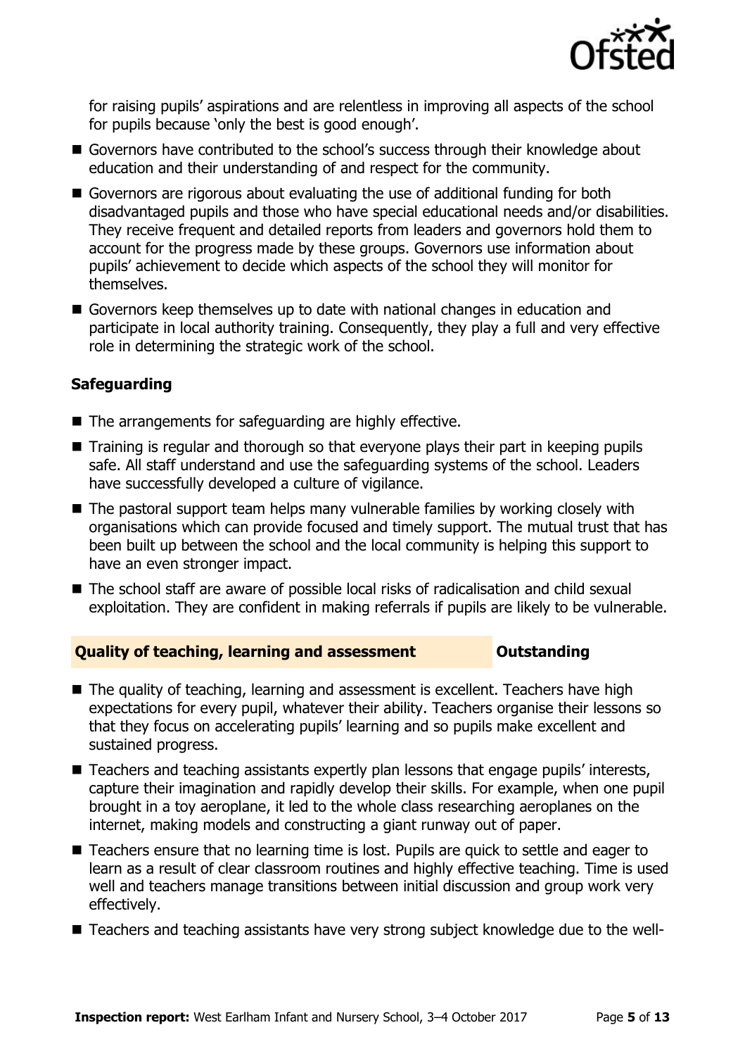for raising pupils' aspirations and are relentless in improving all aspects of the school for pupils because 'only the best is good enough'.

- Governors have contributed to the school's success through their knowledge about education and their understanding of and respect for the community.
- Governors are rigorous about evaluating the use of additional funding for both disadvantaged pupils and those who have special educational needs and/or disabilities. They receive frequent and detailed reports from leaders and governors hold them to account for the progress made by these groups. Governors use information about pupils' achievement to decide which aspects of the school they will monitor for themselves.
- Governors keep themselves up to date with national changes in education and participate in local authority training. Consequently, they play a full and very effective role in determining the strategic work of the school.

### Safeguarding

- The arrangements for safeguarding are highly effective.
- Training is regular and thorough so that everyone plays their part in keeping pupils safe. All staff understand and use the safeguarding systems of the school. Leaders have successfully developed a culture of vigilance.
- The pastoral support team helps many vulnerable families by working closely with organisations which can provide focused and timely support. The mutual trust that has been built up between the school and the local community is helping this support to have an even stronger impact.
- The school staff are aware of possible local risks of radicalisation and child sexual exploitation. They are confident in making referrals if pupils are likely to be vulnerable.

## Quality of teaching, learning and assessment — Outstanding

- The quality of teaching, learning and assessment is excellent. Teachers have high expectations for every pupil, whatever their ability. Teachers organise their lessons so that they focus on accelerating pupils' learning and so pupils make excellent and sustained progress.
- Teachers and teaching assistants expertly plan lessons that engage pupils' interests, capture their imagination and rapidly develop their skills. For example, when one pupil brought in a toy aeroplane, it led to the whole class researching aeroplanes on the internet, making models and constructing a giant runway out of paper.
- Teachers ensure that no learning time is lost. Pupils are quick to settle and eager to learn as a result of clear classroom routines and highly effective teaching. Time is used well and teachers manage transitions between initial discussion and group work very effectively.
- Teachers and teaching assistants have very strong subject knowledge due to the well-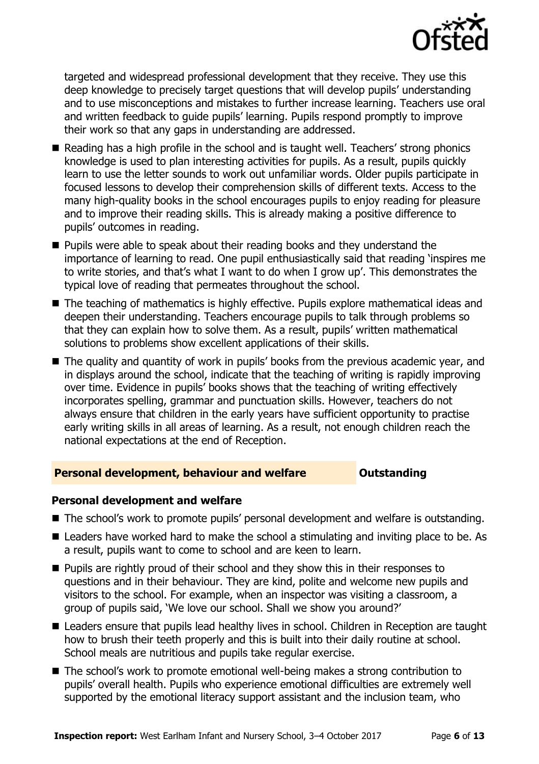targeted and widespread professional development that they receive. They use this deep knowledge to precisely target questions that will develop pupils' understanding and to use misconceptions and mistakes to further increase learning. Teachers use oral and written feedback to guide pupils' learning. Pupils respond promptly to improve their work so that any gaps in understanding are addressed.

- Reading has a high profile in the school and is taught well. Teachers' strong phonics knowledge is used to plan interesting activities for pupils. As a result, pupils quickly learn to use the letter sounds to work out unfamiliar words. Older pupils participate in focused lessons to develop their comprehension skills of different texts. Access to the many high-quality books in the school encourages pupils to enjoy reading for pleasure and to improve their reading skills. This is already making a positive difference to pupils' outcomes in reading.
- Pupils were able to speak about their reading books and they understand the importance of learning to read. One pupil enthusiastically said that reading 'inspires me to write stories, and that's what I want to do when I grow up'. This demonstrates the typical love of reading that permeates throughout the school.
- The teaching of mathematics is highly effective. Pupils explore mathematical ideas and deepen their understanding. Teachers encourage pupils to talk through problems so that they can explain how to solve them. As a result, pupils' written mathematical solutions to problems show excellent applications of their skills.
- The quality and quantity of work in pupils' books from the previous academic year, and in displays around the school, indicate that the teaching of writing is rapidly improving over time. Evidence in pupils' books shows that the teaching of writing effectively incorporates spelling, grammar and punctuation skills. However, teachers do not always ensure that children in the early years have sufficient opportunity to practise early writing skills in all areas of learning. As a result, not enough children reach the national expectations at the end of Reception.

## Personal development, behaviour and welfare — Outstanding

### Personal development and welfare

- The school's work to promote pupils' personal development and welfare is outstanding.
- Leaders have worked hard to make the school a stimulating and inviting place to be. As a result, pupils want to come to school and are keen to learn.
- Pupils are rightly proud of their school and they show this in their responses to questions and in their behaviour. They are kind, polite and welcome new pupils and visitors to the school. For example, when an inspector was visiting a classroom, a group of pupils said, 'We love our school. Shall we show you around?'
- Leaders ensure that pupils lead healthy lives in school. Children in Reception are taught how to brush their teeth properly and this is built into their daily routine at school. School meals are nutritious and pupils take regular exercise.
- The school's work to promote emotional well-being makes a strong contribution to pupils' overall health. Pupils who experience emotional difficulties are extremely well supported by the emotional literacy support assistant and the inclusion team, who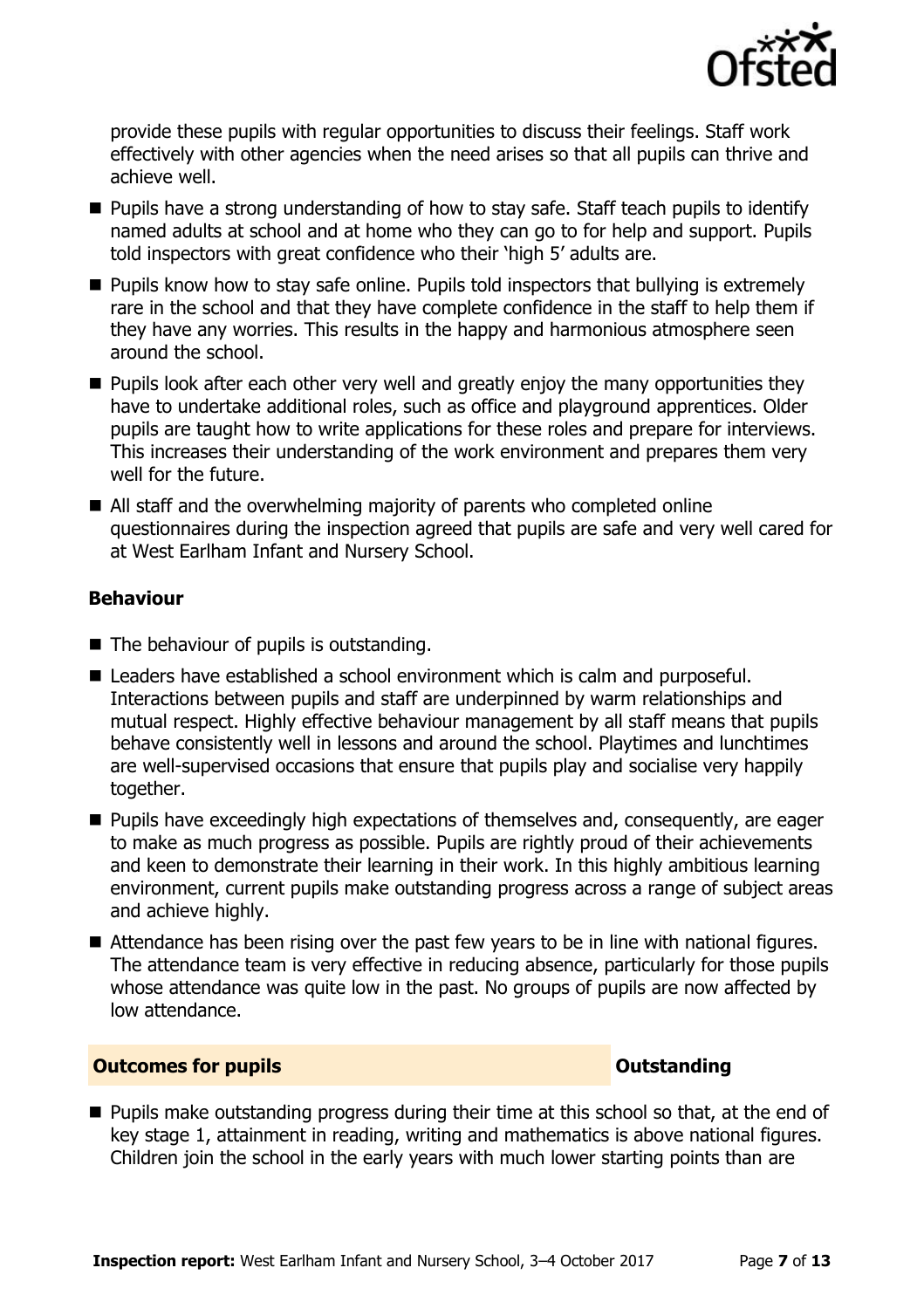provide these pupils with regular opportunities to discuss their feelings. Staff work effectively with other agencies when the need arises so that all pupils can thrive and achieve well.

- Pupils have a strong understanding of how to stay safe. Staff teach pupils to identify named adults at school and at home who they can go to for help and support. Pupils told inspectors with great confidence who their 'high 5' adults are.
- Pupils know how to stay safe online. Pupils told inspectors that bullying is extremely rare in the school and that they have complete confidence in the staff to help them if they have any worries. This results in the happy and harmonious atmosphere seen around the school.
- Pupils look after each other very well and greatly enjoy the many opportunities they have to undertake additional roles, such as office and playground apprentices. Older pupils are taught how to write applications for these roles and prepare for interviews. This increases their understanding of the work environment and prepares them very well for the future.
- All staff and the overwhelming majority of parents who completed online questionnaires during the inspection agreed that pupils are safe and very well cared for at West Earlham Infant and Nursery School.

### Behaviour

- The behaviour of pupils is outstanding.
- Leaders have established a school environment which is calm and purposeful. Interactions between pupils and staff are underpinned by warm relationships and mutual respect. Highly effective behaviour management by all staff means that pupils behave consistently well in lessons and around the school. Playtimes and lunchtimes are well-supervised occasions that ensure that pupils play and socialise very happily together.
- Pupils have exceedingly high expectations of themselves and, consequently, are eager to make as much progress as possible. Pupils are rightly proud of their achievements and keen to demonstrate their learning in their work. In this highly ambitious learning environment, current pupils make outstanding progress across a range of subject areas and achieve highly.
- Attendance has been rising over the past few years to be in line with national figures. The attendance team is very effective in reducing absence, particularly for those pupils whose attendance was quite low in the past. No groups of pupils are now affected by low attendance.

## Outcomes for pupils — Outstanding

- Pupils make outstanding progress during their time at this school so that, at the end of key stage 1, attainment in reading, writing and mathematics is above national figures. Children join the school in the early years with much lower starting points than are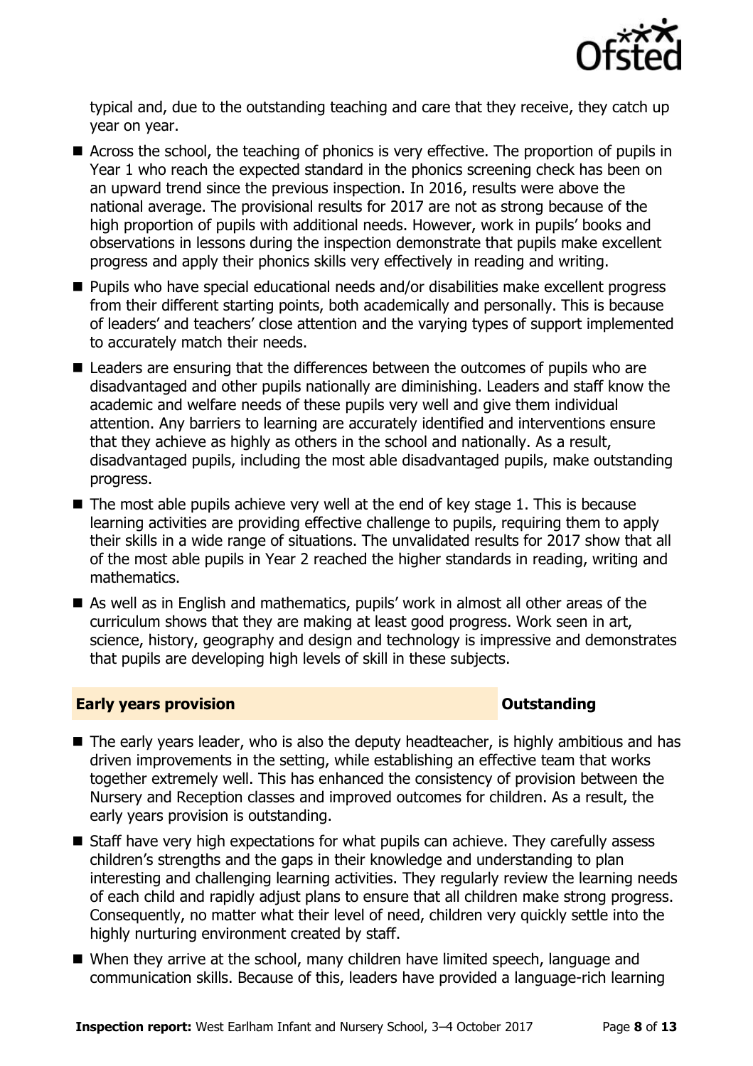typical and, due to the outstanding teaching and care that they receive, they catch up year on year.

- Across the school, the teaching of phonics is very effective. The proportion of pupils in Year 1 who reach the expected standard in the phonics screening check has been on an upward trend since the previous inspection. In 2016, results were above the national average. The provisional results for 2017 are not as strong because of the high proportion of pupils with additional needs. However, work in pupils' books and observations in lessons during the inspection demonstrate that pupils make excellent progress and apply their phonics skills very effectively in reading and writing.
- Pupils who have special educational needs and/or disabilities make excellent progress from their different starting points, both academically and personally. This is because of leaders' and teachers' close attention and the varying types of support implemented to accurately match their needs.
- Leaders are ensuring that the differences between the outcomes of pupils who are disadvantaged and other pupils nationally are diminishing. Leaders and staff know the academic and welfare needs of these pupils very well and give them individual attention. Any barriers to learning are accurately identified and interventions ensure that they achieve as highly as others in the school and nationally. As a result, disadvantaged pupils, including the most able disadvantaged pupils, make outstanding progress.
- The most able pupils achieve very well at the end of key stage 1. This is because learning activities are providing effective challenge to pupils, requiring them to apply their skills in a wide range of situations. The unvalidated results for 2017 show that all of the most able pupils in Year 2 reached the higher standards in reading, writing and mathematics.
- As well as in English and mathematics, pupils' work in almost all other areas of the curriculum shows that they are making at least good progress. Work seen in art, science, history, geography and design and technology is impressive and demonstrates that pupils are developing high levels of skill in these subjects.

## Early years provision — Outstanding

- The early years leader, who is also the deputy headteacher, is highly ambitious and has driven improvements in the setting, while establishing an effective team that works together extremely well. This has enhanced the consistency of provision between the Nursery and Reception classes and improved outcomes for children. As a result, the early years provision is outstanding.
- Staff have very high expectations for what pupils can achieve. They carefully assess children's strengths and the gaps in their knowledge and understanding to plan interesting and challenging learning activities. They regularly review the learning needs of each child and rapidly adjust plans to ensure that all children make strong progress. Consequently, no matter what their level of need, children very quickly settle into the highly nurturing environment created by staff.
- When they arrive at the school, many children have limited speech, language and communication skills. Because of this, leaders have provided a language-rich learning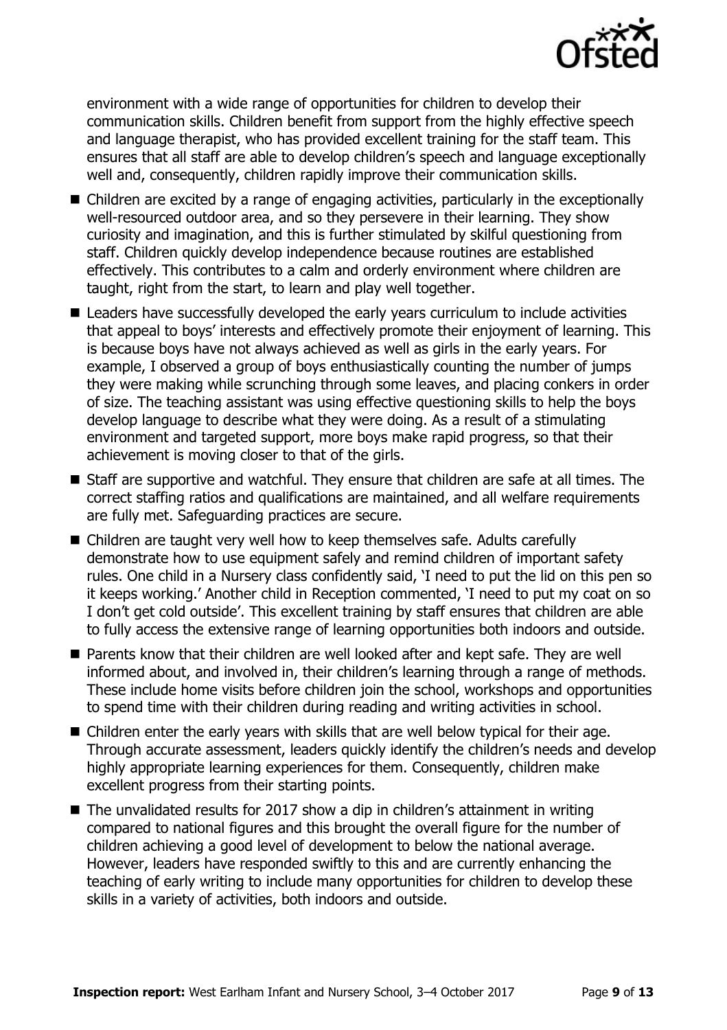environment with a wide range of opportunities for children to develop their communication skills. Children benefit from support from the highly effective speech and language therapist, who has provided excellent training for the staff team. This ensures that all staff are able to develop children's speech and language exceptionally well and, consequently, children rapidly improve their communication skills.

- Children are excited by a range of engaging activities, particularly in the exceptionally well-resourced outdoor area, and so they persevere in their learning. They show curiosity and imagination, and this is further stimulated by skilful questioning from staff. Children quickly develop independence because routines are established effectively. This contributes to a calm and orderly environment where children are taught, right from the start, to learn and play well together.
- Leaders have successfully developed the early years curriculum to include activities that appeal to boys' interests and effectively promote their enjoyment of learning. This is because boys have not always achieved as well as girls in the early years. For example, I observed a group of boys enthusiastically counting the number of jumps they were making while scrunching through some leaves, and placing conkers in order of size. The teaching assistant was using effective questioning skills to help the boys develop language to describe what they were doing. As a result of a stimulating environment and targeted support, more boys make rapid progress, so that their achievement is moving closer to that of the girls.
- Staff are supportive and watchful. They ensure that children are safe at all times. The correct staffing ratios and qualifications are maintained, and all welfare requirements are fully met. Safeguarding practices are secure.
- Children are taught very well how to keep themselves safe. Adults carefully demonstrate how to use equipment safely and remind children of important safety rules. One child in a Nursery class confidently said, 'I need to put the lid on this pen so it keeps working.' Another child in Reception commented, 'I need to put my coat on so I don't get cold outside'. This excellent training by staff ensures that children are able to fully access the extensive range of learning opportunities both indoors and outside.
- Parents know that their children are well looked after and kept safe. They are well informed about, and involved in, their children's learning through a range of methods. These include home visits before children join the school, workshops and opportunities to spend time with their children during reading and writing activities in school.
- Children enter the early years with skills that are well below typical for their age. Through accurate assessment, leaders quickly identify the children's needs and develop highly appropriate learning experiences for them. Consequently, children make excellent progress from their starting points.
- The unvalidated results for 2017 show a dip in children's attainment in writing compared to national figures and this brought the overall figure for the number of children achieving a good level of development to below the national average. However, leaders have responded swiftly to this and are currently enhancing the teaching of early writing to include many opportunities for children to develop these skills in a variety of activities, both indoors and outside.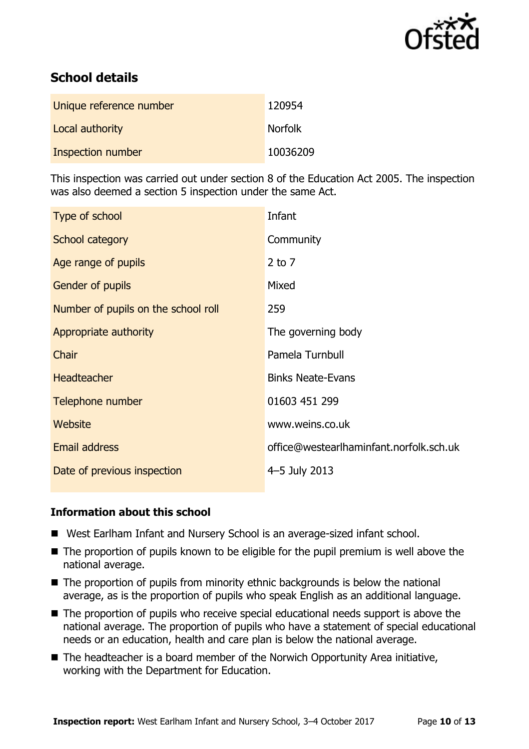## School details

| Unique reference number | 120954 |
|---|---|
| Local authority | Norfolk |
| Inspection number | 10036209 |

This inspection was carried out under section 8 of the Education Act 2005. The inspection was also deemed a section 5 inspection under the same Act.

| Type of school | Infant |
|---|---|
| School category | Community |
| Age range of pupils | 2 to 7 |
| Gender of pupils | Mixed |
| Number of pupils on the school roll | 259 |
| Appropriate authority | The governing body |
| Chair | Pamela Turnbull |
| Headteacher | Binks Neate-Evans |
| Telephone number | 01603 451 299 |
| Website | www.weins.co.uk |
| Email address | office@westearlhaminfant.norfolk.sch.uk |
| Date of previous inspection | 4–5 July 2013 |

### Information about this school

- West Earlham Infant and Nursery School is an average-sized infant school.
- The proportion of pupils known to be eligible for the pupil premium is well above the national average.
- The proportion of pupils from minority ethnic backgrounds is below the national average, as is the proportion of pupils who speak English as an additional language.
- The proportion of pupils who receive special educational needs support is above the national average. The proportion of pupils who have a statement of special educational needs or an education, health and care plan is below the national average.
- The headteacher is a board member of the Norwich Opportunity Area initiative, working with the Department for Education.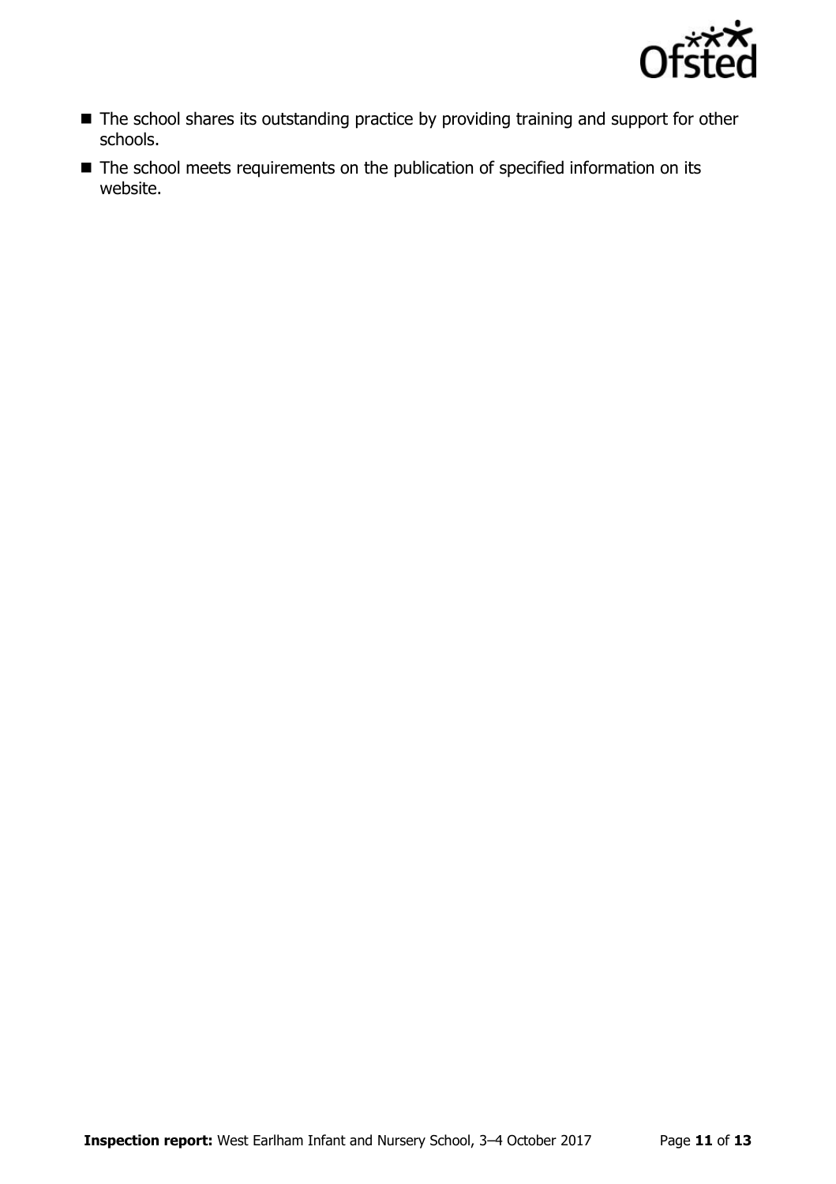- The school shares its outstanding practice by providing training and support for other schools.
- The school meets requirements on the publication of specified information on its website.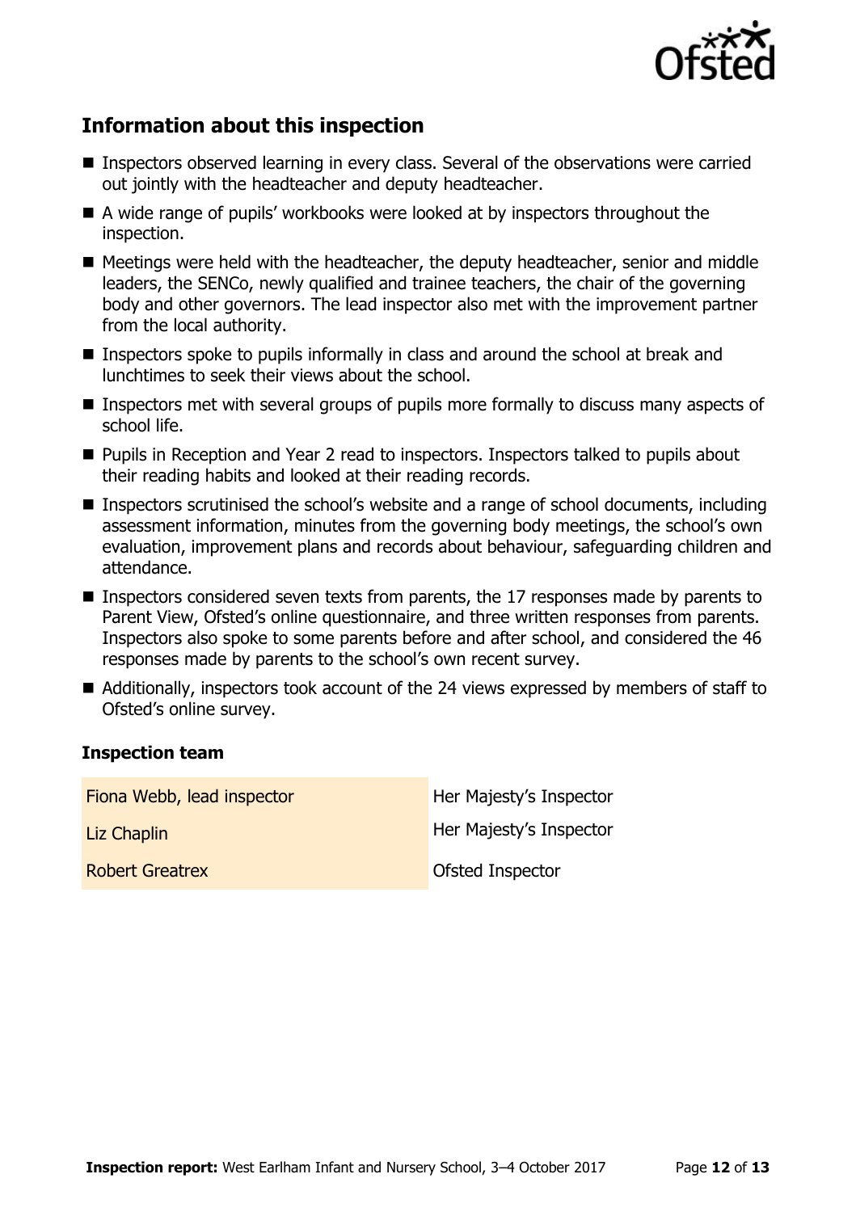## Information about this inspection

- Inspectors observed learning in every class. Several of the observations were carried out jointly with the headteacher and deputy headteacher.
- A wide range of pupils' workbooks were looked at by inspectors throughout the inspection.
- Meetings were held with the headteacher, the deputy headteacher, senior and middle leaders, the SENCo, newly qualified and trainee teachers, the chair of the governing body and other governors. The lead inspector also met with the improvement partner from the local authority.
- Inspectors spoke to pupils informally in class and around the school at break and lunchtimes to seek their views about the school.
- Inspectors met with several groups of pupils more formally to discuss many aspects of school life.
- Pupils in Reception and Year 2 read to inspectors. Inspectors talked to pupils about their reading habits and looked at their reading records.
- Inspectors scrutinised the school's website and a range of school documents, including assessment information, minutes from the governing body meetings, the school's own evaluation, improvement plans and records about behaviour, safeguarding children and attendance.
- Inspectors considered seven texts from parents, the 17 responses made by parents to Parent View, Ofsted's online questionnaire, and three written responses from parents. Inspectors also spoke to some parents before and after school, and considered the 46 responses made by parents to the school's own recent survey.
- Additionally, inspectors took account of the 24 views expressed by members of staff to Ofsted's online survey.

### Inspection team

| | |
|---|---|
| Fiona Webb, lead inspector | Her Majesty's Inspector |
| Liz Chaplin | Her Majesty's Inspector |
| Robert Greatrex | Ofsted Inspector |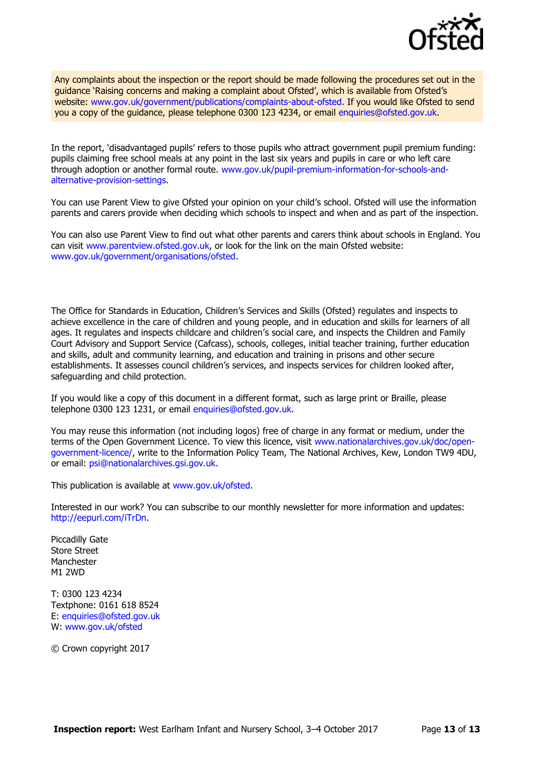Any complaints about the inspection or the report should be made following the procedures set out in the guidance 'Raising concerns and making a complaint about Ofsted', which is available from Ofsted's website: www.gov.uk/government/publications/complaints-about-ofsted. If you would like Ofsted to send you a copy of the guidance, please telephone 0300 123 4234, or email enquiries@ofsted.gov.uk.

In the report, 'disadvantaged pupils' refers to those pupils who attract government pupil premium funding: pupils claiming free school meals at any point in the last six years and pupils in care or who left care through adoption or another formal route. www.gov.uk/pupil-premium-information-for-schools-and-alternative-provision-settings.

You can use Parent View to give Ofsted your opinion on your child's school. Ofsted will use the information parents and carers provide when deciding which schools to inspect and when and as part of the inspection.

You can also use Parent View to find out what other parents and carers think about schools in England. You can visit www.parentview.ofsted.gov.uk, or look for the link on the main Ofsted website: www.gov.uk/government/organisations/ofsted.

The Office for Standards in Education, Children's Services and Skills (Ofsted) regulates and inspects to achieve excellence in the care of children and young people, and in education and skills for learners of all ages. It regulates and inspects childcare and children's social care, and inspects the Children and Family Court Advisory and Support Service (Cafcass), schools, colleges, initial teacher training, further education and skills, adult and community learning, and education and training in prisons and other secure establishments. It assesses council children's services, and inspects services for children looked after, safeguarding and child protection.

If you would like a copy of this document in a different format, such as large print or Braille, please telephone 0300 123 1231, or email enquiries@ofsted.gov.uk.

You may reuse this information (not including logos) free of charge in any format or medium, under the terms of the Open Government Licence. To view this licence, visit www.nationalarchives.gov.uk/doc/open-government-licence/, write to the Information Policy Team, The National Archives, Kew, London TW9 4DU, or email: psi@nationalarchives.gsi.gov.uk.

This publication is available at www.gov.uk/ofsted.

Interested in our work? You can subscribe to our monthly newsletter for more information and updates: http://eepurl.com/iTrDn.

Piccadilly Gate
Store Street
Manchester
M1 2WD

T: 0300 123 4234
Textphone: 0161 618 8524
E: enquiries@ofsted.gov.uk
W: www.gov.uk/ofsted

© Crown copyright 2017